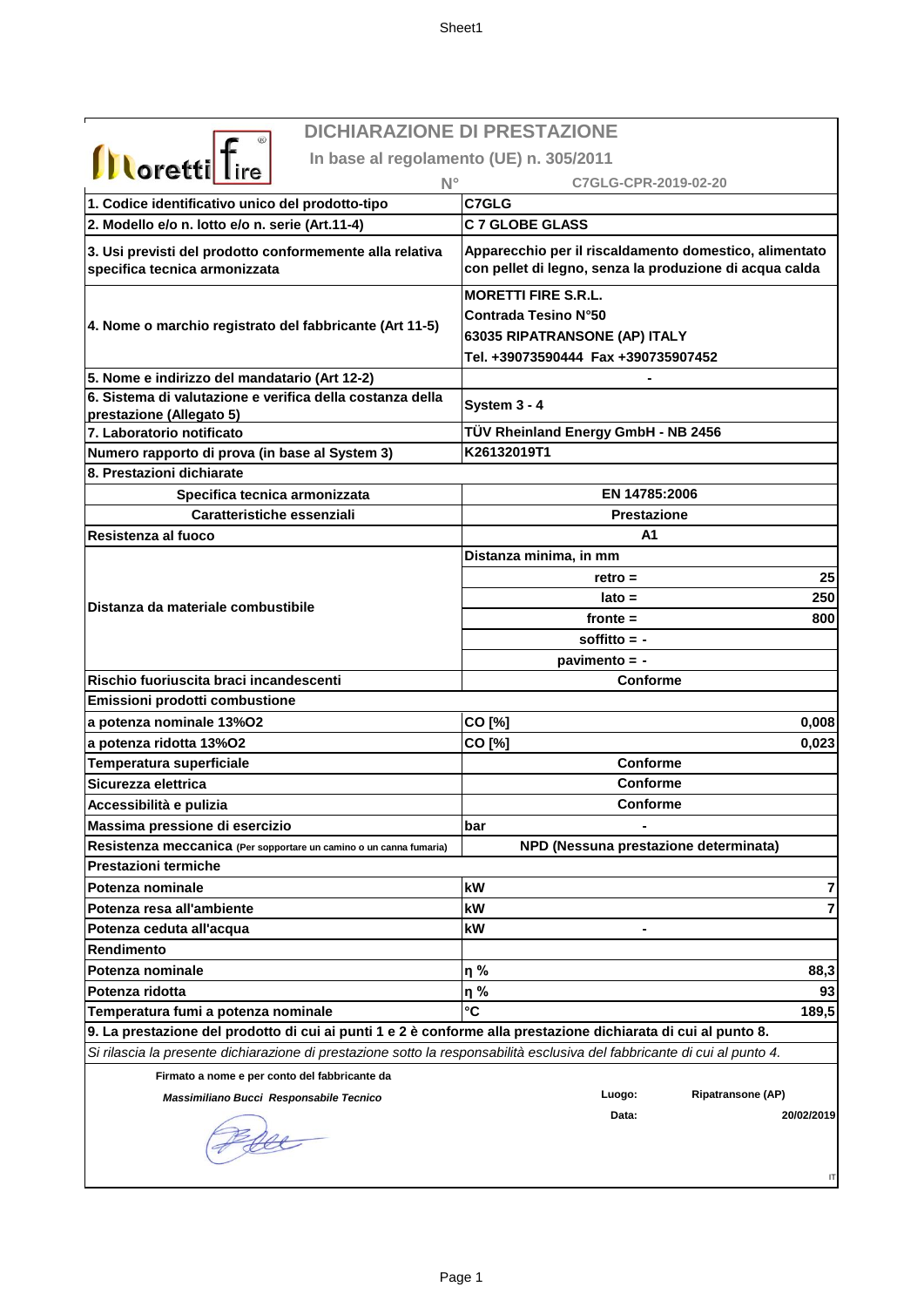# DICHIARAZIONE DI PRESTAZIONE

**In base al regolamento (UE) n. 305/2011**

**N° C7GLG-CPR-2019-02-20**

| | | |
|---|---|---|
| **1. Codice identificativo unico del prodotto-tipo** | **C7GLG** | |
| **2. Modello e/o n. lotto e/o n. serie (Art.11-4)** | **C 7 GLOBE GLASS** | |
| **3. Usi previsti del prodotto conformemente alla relativa specifica tecnica armonizzata** | **Apparecchio per il riscaldamento domestico, alimentato con pellet di legno, senza la produzione di acqua calda** | |
| **4. Nome o marchio registrato del fabbricante (Art 11-5)** | **MORETTI FIRE S.R.L.**<br>**Contrada Tesino N°50**<br>**63035 RIPATRANSONE (AP) ITALY**<br>**Tel. +39073590444 Fax +390735907452** | |
| **5. Nome e indirizzo del mandatario (Art 12-2)** | **-** | |
| **6. Sistema di valutazione e verifica della costanza della prestazione (Allegato 5)** | **System 3 - 4** | |
| **7. Laboratorio notificato** | **TÜV Rheinland Energy GmbH - NB 2456** | |
| **Numero rapporto di prova (in base al System 3)** | **K26132019T1** | |
| **8. Prestazioni dichiarate** | | |
| **Specifica tecnica armonizzata** | **EN 14785:2006** | |
| **Caratteristiche essenziali** | **Prestazione** | |
| **Resistenza al fuoco** | **A1** | |
| **Distanza da materiale combustibile** | **Distanza minima, in mm** | |
| | **retro =** | **25** |
| | **lato =** | **250** |
| | **fronte =** | **800** |
| | **soffitto = -** | |
| | **pavimento = -** | |
| **Rischio fuoriuscita braci incandescenti** | **Conforme** | |
| **Emissioni prodotti combustione** | | |
| **a potenza nominale 13%O2** | **CO [%]** | **0,008** |
| **a potenza ridotta 13%O2** | **CO [%]** | **0,023** |
| **Temperatura superficiale** | **Conforme** | |
| **Sicurezza elettrica** | **Conforme** | |
| **Accessibilità e pulizia** | **Conforme** | |
| **Massima pressione di esercizio** | **bar** | **-** |
| **Resistenza meccanica** (Per sopportare un camino o un canna fumaria) | **NPD (Nessuna prestazione determinata)** | |
| **Prestazioni termiche** | | |
| **Potenza nominale** | **kW** | **7** |
| **Potenza resa all'ambiente** | **kW** | **7** |
| **Potenza ceduta all'acqua** | **kW** | **-** |
| **Rendimento** | | |
| **Potenza nominale** | **η %** | **88,3** |
| **Potenza ridotta** | **η %** | **93** |
| **Temperatura fumi a potenza nominale** | **°C** | **189,5** |

**9. La prestazione del prodotto di cui ai punti 1 e 2 è conforme alla prestazione dichiarata di cui al punto 8.**

*Si rilascia la presente dichiarazione di prestazione sotto la responsabilità esclusiva del fabbricante di cui al punto 4.*

**Firmato a nome e per conto del fabbricante da**

***Massimiliano Bucci Responsabile Tecnico***

**Luogo:** **Ripatransone (AP)**

**Data:** **20/02/2019**

IT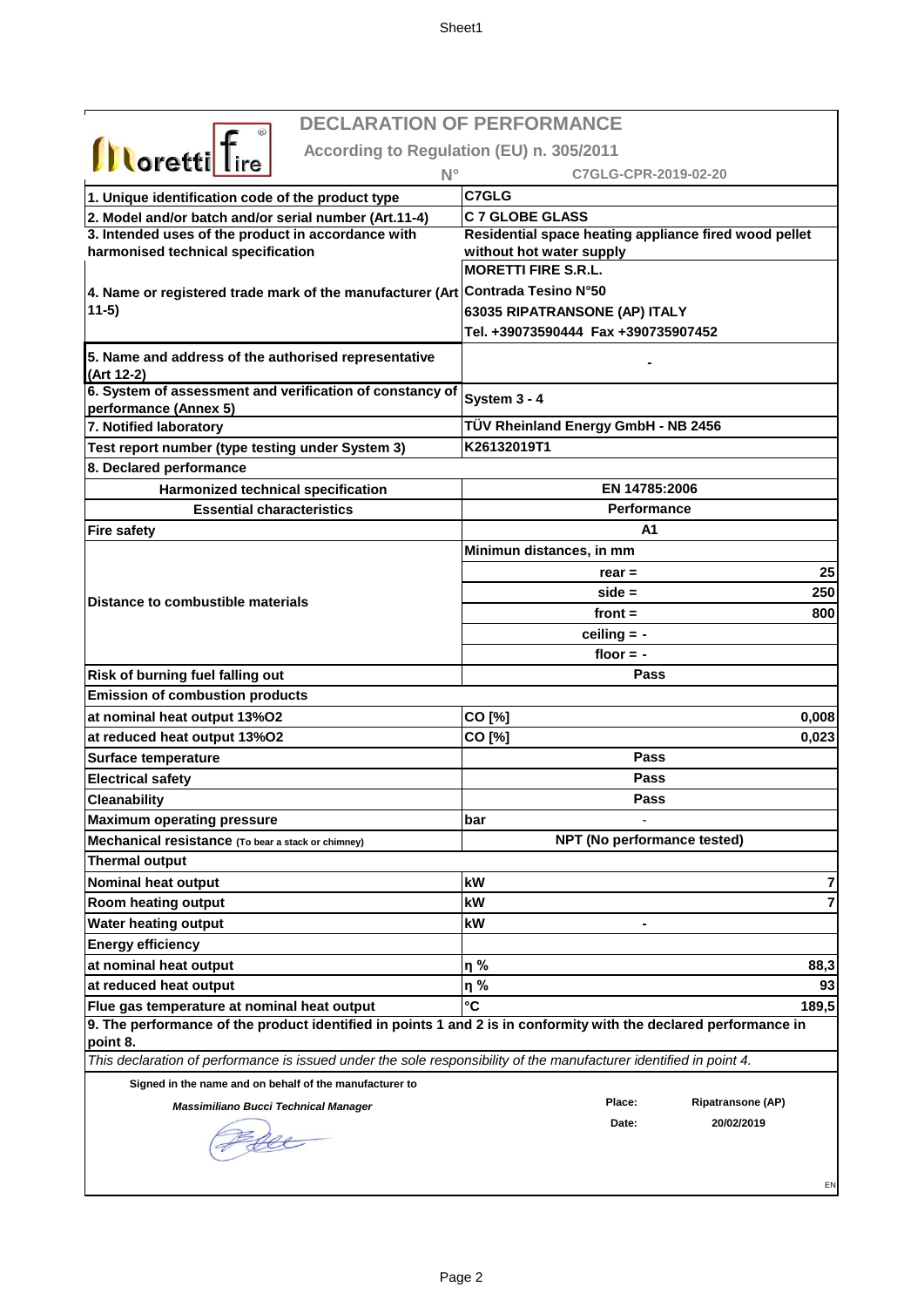# DECLARATION OF PERFORMANCE

**According to Regulation (EU) n. 305/2011**

**N° C7GLG-CPR-2019-02-20**

| | | |
|---|---|---|
| **1. Unique identification code of the product type** | **C7GLG** | |
| **2. Model and/or batch and/or serial number (Art.11-4)** | **C 7 GLOBE GLASS** | |
| **3. Intended uses of the product in accordance with harmonised technical specification** | **Residential space heating appliance fired wood pellet without hot water supply** | |
| **4. Name or registered trade mark of the manufacturer (Art 11-5)** | **MORETTI FIRE S.R.L.**<br>**Contrada Tesino N°50**<br>**63035 RIPATRANSONE (AP) ITALY**<br>**Tel. +39073590444 Fax +390735907452** | |
| **5. Name and address of the authorised representative (Art 12-2)** | **-** | |
| **6. System of assessment and verification of constancy of performance (Annex 5)** | **System 3 - 4** | |
| **7. Notified laboratory** | **TÜV Rheinland Energy GmbH - NB 2456** | |
| **Test report number (type testing under System 3)** | **K26132019T1** | |
| **8. Declared performance** | | |
| **Harmonized technical specification** | **EN 14785:2006** | |
| **Essential characteristics** | **Performance** | |
| **Fire safety** | **A1** | |
| **Distance to combustible materials** | **Minimun distances, in mm** | |
| | **rear =** | **25** |
| | **side =** | **250** |
| | **front =** | **800** |
| | **ceiling = -** | |
| | **floor = -** | |
| **Risk of burning fuel falling out** | **Pass** | |
| **Emission of combustion products** | | |
| **at nominal heat output 13%O2** | **CO [%]** | **0,008** |
| **at reduced heat output 13%O2** | **CO [%]** | **0,023** |
| **Surface temperature** | **Pass** | |
| **Electrical safety** | **Pass** | |
| **Cleanability** | **Pass** | |
| **Maximum operating pressure** | **bar** | - |
| **Mechanical resistance** (To bear a stack or chimney) | **NPT (No performance tested)** | |
| **Thermal output** | | |
| **Nominal heat output** | **kW** | **7** |
| **Room heating output** | **kW** | **7** |
| **Water heating output** | **kW** | **-** |
| **Energy efficiency** | | |
| **at nominal heat output** | **η %** | **88,3** |
| **at reduced heat output** | **η %** | **93** |
| **Flue gas temperature at nominal heat output** | **°C** | **189,5** |

**9. The performance of the product identified in points 1 and 2 is in conformity with the declared performance in point 8.**

*This declaration of performance is issued under the sole responsibility of the manufacturer identified in point 4.*

**Signed in the name and on behalf of the manufacturer to**

***Massimiliano Bucci Technical Manager***

**Place:** **Ripatransone (AP)**

**Date:** **20/02/2019**

EN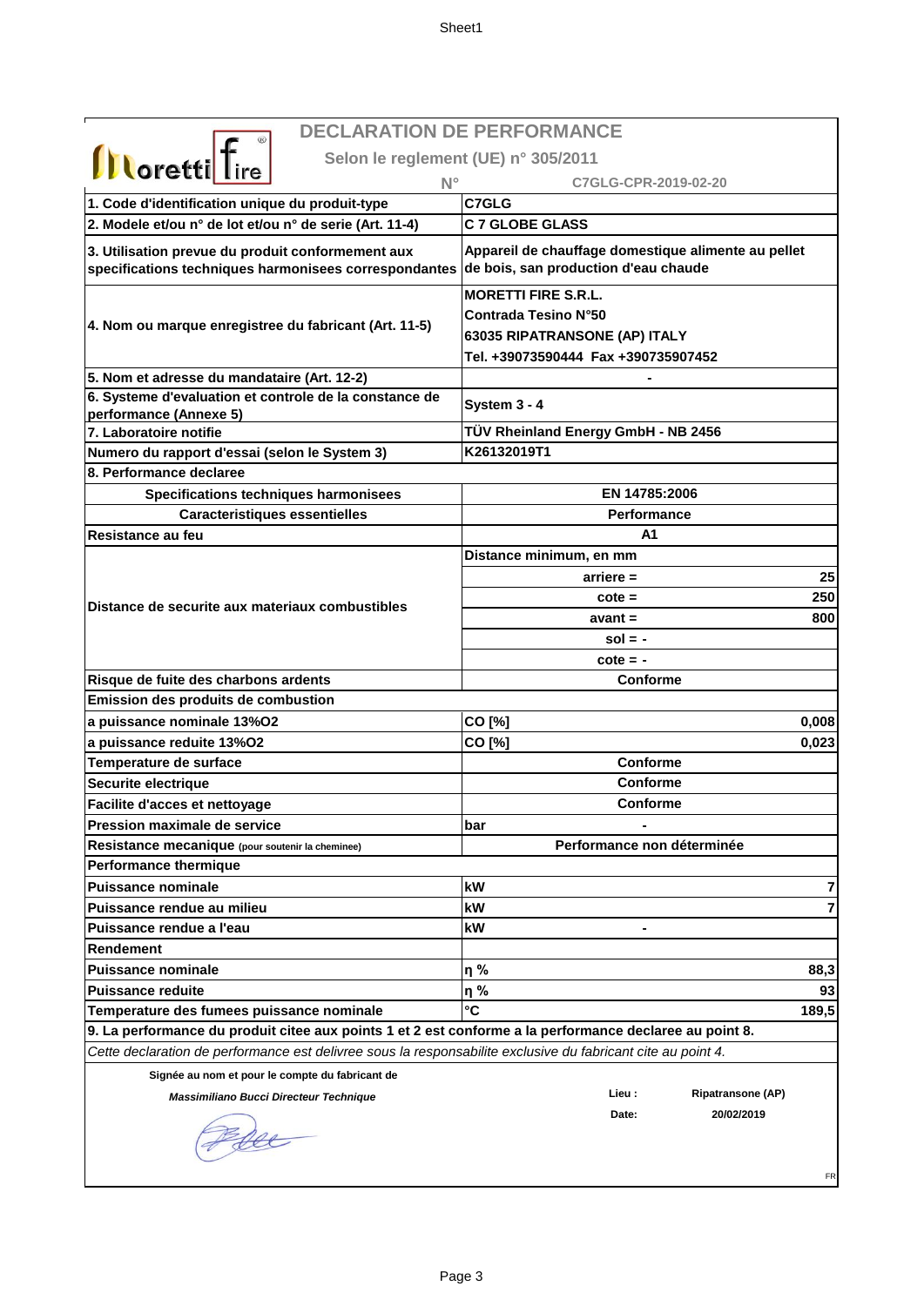# DECLARATION DE PERFORMANCE

**Selon le reglement (UE) n° 305/2011**

**N° C7GLG-CPR-2019-02-20**

| | | |
|---|---|---|
| **1. Code d'identification unique du produit-type** | **C7GLG** | |
| **2. Modele et/ou n° de lot et/ou n° de serie (Art. 11-4)** | **C 7 GLOBE GLASS** | |
| **3. Utilisation prevue du produit conformement aux specifications techniques harmonisees correspondantes** | **Appareil de chauffage domestique alimente au pellet de bois, san production d'eau chaude** | |
| **4. Nom ou marque enregistree du fabricant (Art. 11-5)** | **MORETTI FIRE S.R.L.**<br>**Contrada Tesino N°50**<br>**63035 RIPATRANSONE (AP) ITALY**<br>**Tel. +39073590444 Fax +390735907452** | |
| **5. Nom et adresse du mandataire (Art. 12-2)** | **-** | |
| **6. Systeme d'evaluation et controle de la constance de performance (Annexe 5)** | **System 3 - 4** | |
| **7. Laboratoire notifie** | **TÜV Rheinland Energy GmbH - NB 2456** | |
| **Numero du rapport d'essai (selon le System 3)** | **K26132019T1** | |
| **8. Performance declaree** | | |
| **Specifications techniques harmonisees** | **EN 14785:2006** | |
| **Caracteristiques essentielles** | **Performance** | |
| **Resistance au feu** | **A1** | |
| **Distance de securite aux materiaux combustibles** | **Distance minimum, en mm** | |
| | **arriere =** | **25** |
| | **cote =** | **250** |
| | **avant =** | **800** |
| | **sol = -** | |
| | **cote = -** | |
| **Risque de fuite des charbons ardents** | **Conforme** | |
| **Emission des produits de combustion** | | |
| **a puissance nominale 13%O2** | **CO [%]** | **0,008** |
| **a puissance reduite 13%O2** | **CO [%]** | **0,023** |
| **Temperature de surface** | **Conforme** | |
| **Securite electrique** | **Conforme** | |
| **Facilite d'acces et nettoyage** | **Conforme** | |
| **Pression maximale de service** | **bar** | **-** |
| **Resistance mecanique** (pour soutenir la cheminee) | **Performance non déterminée** | |
| **Performance thermique** | | |
| **Puissance nominale** | **kW** | **7** |
| **Puissance rendue au milieu** | **kW** | **7** |
| **Puissance rendue a l'eau** | **kW** | **-** |
| **Rendement** | | |
| **Puissance nominale** | **η %** | **88,3** |
| **Puissance reduite** | **η %** | **93** |
| **Temperature des fumees puissance nominale** | **°C** | **189,5** |

**9. La performance du produit citee aux points 1 et 2 est conforme a la performance declaree au point 8.**

*Cette declaration de performance est delivree sous la responsabilite exclusive du fabricant cite au point 4.*

**Signée au nom et pour le compte du fabricant de**

***Massimiliano Bucci Directeur Technique***

**Lieu :** **Ripatransone (AP)**

**Date:** **20/02/2019**

FR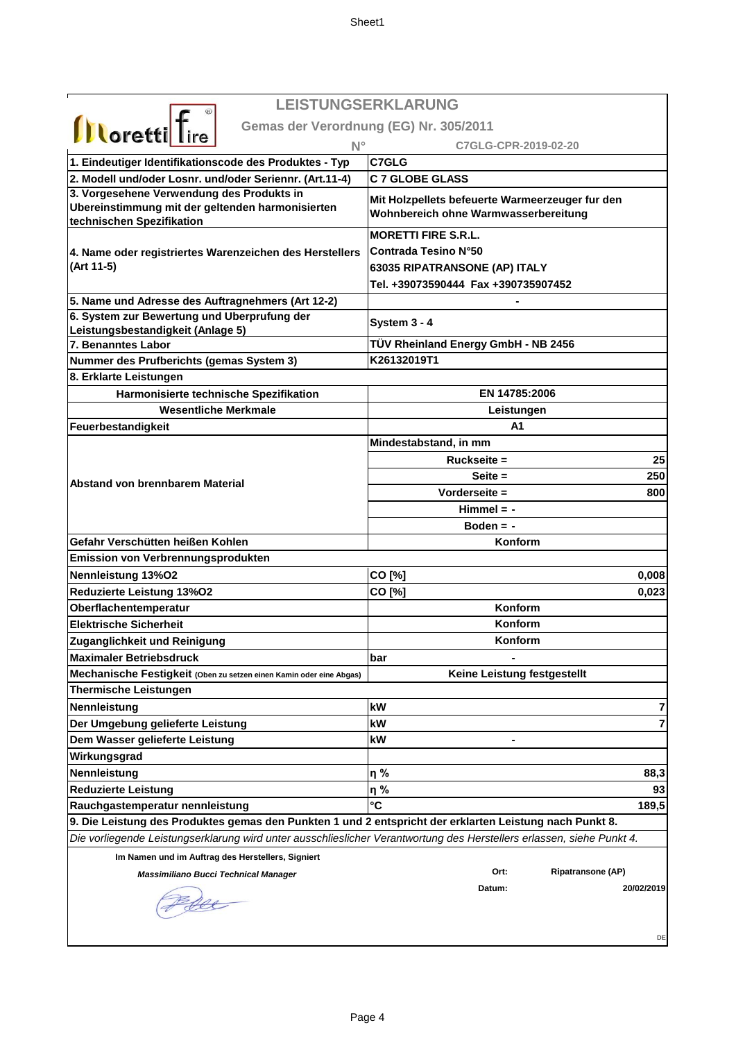# LEISTUNGSERKLARUNG

## Gemas der Verordnung (EG) Nr. 305/2011

**N°** C7GLG-CPR-2019-02-20

| | | |
|---|---|---|
| **1. Eindeutiger Identifikationscode des Produktes - Typ** | **C7GLG** | |
| **2. Modell und/oder Losnr. und/oder Seriennr. (Art.11-4)** | **C 7 GLOBE GLASS** | |
| **3. Vorgesehene Verwendung des Produkts in Ubereinstimmung mit der geltenden harmonisierten technischen Spezifikation** | **Mit Holzpellets befeuerte Warmeerzeuger fur den Wohnbereich ohne Warmwasserbereitung** | |
| **4. Name oder registriertes Warenzeichen des Herstellers (Art 11-5)** | **MORETTI FIRE S.R.L.**<br>**Contrada Tesino N°50**<br>**63035 RIPATRANSONE (AP) ITALY**<br>**Tel. +39073590444 Fax +390735907452** | |
| **5. Name und Adresse des Auftragnehmers (Art 12-2)** | **-** | |
| **6. System zur Bewertung und Uberprufung der Leistungsbestandigkeit (Anlage 5)** | **System 3 - 4** | |
| **7. Benanntes Labor** | **TÜV Rheinland Energy GmbH - NB 2456** | |
| **Nummer des Prufberichts (gemas System 3)** | **K26132019T1** | |
| **8. Erklarte Leistungen** | | |
| **Harmonisierte technische Spezifikation** | **EN 14785:2006** | |
| **Wesentliche Merkmale** | **Leistungen** | |
| **Feuerbestandigkeit** | **A1** | |
| **Abstand von brennbarem Material** | **Mindestabstand, in mm** | |
| | **Ruckseite =** | **25** |
| | **Seite =** | **250** |
| | **Vorderseite =** | **800** |
| | **Himmel = -** | |
| | **Boden = -** | |
| **Gefahr Verschütten heißen Kohlen** | **Konform** | |
| **Emission von Verbrennungsprodukten** | | |
| **Nennleistung 13%O2** | **CO [%]** | **0,008** |
| **Reduzierte Leistung 13%O2** | **CO [%]** | **0,023** |
| **Oberflachentemperatur** | **Konform** | |
| **Elektrische Sicherheit** | **Konform** | |
| **Zuganglichkeit und Reinigung** | **Konform** | |
| **Maximaler Betriebsdruck** | **bar** | **-** |
| **Mechanische Festigkeit** (Oben zu setzen einen Kamin oder eine Abgas) | **Keine Leistung festgestellt** | |
| **Thermische Leistungen** | | |
| **Nennleistung** | **kW** | **7** |
| **Der Umgebung gelieferte Leistung** | **kW** | **7** |
| **Dem Wasser gelieferte Leistung** | **kW** | **-** |
| **Wirkungsgrad** | | |
| **Nennleistung** | **η %** | **88,3** |
| **Reduzierte Leistung** | **η %** | **93** |
| **Rauchgastemperatur nennleistung** | **°C** | **189,5** |

**9. Die Leistung des Produktes gemas den Punkten 1 und 2 entspricht der erklarten Leistung nach Punkt 8.**

*Die vorliegende Leistungserklarung wird unter ausschlieslicher Verantwortung des Herstellers erlassen, siehe Punkt 4.*

**Im Namen und im Auftrag des Herstellers, Signiert**

***Massimiliano Bucci Technical Manager***

**Ort:** **Ripatransone (AP)**

**Datum:** **20/02/2019**

DE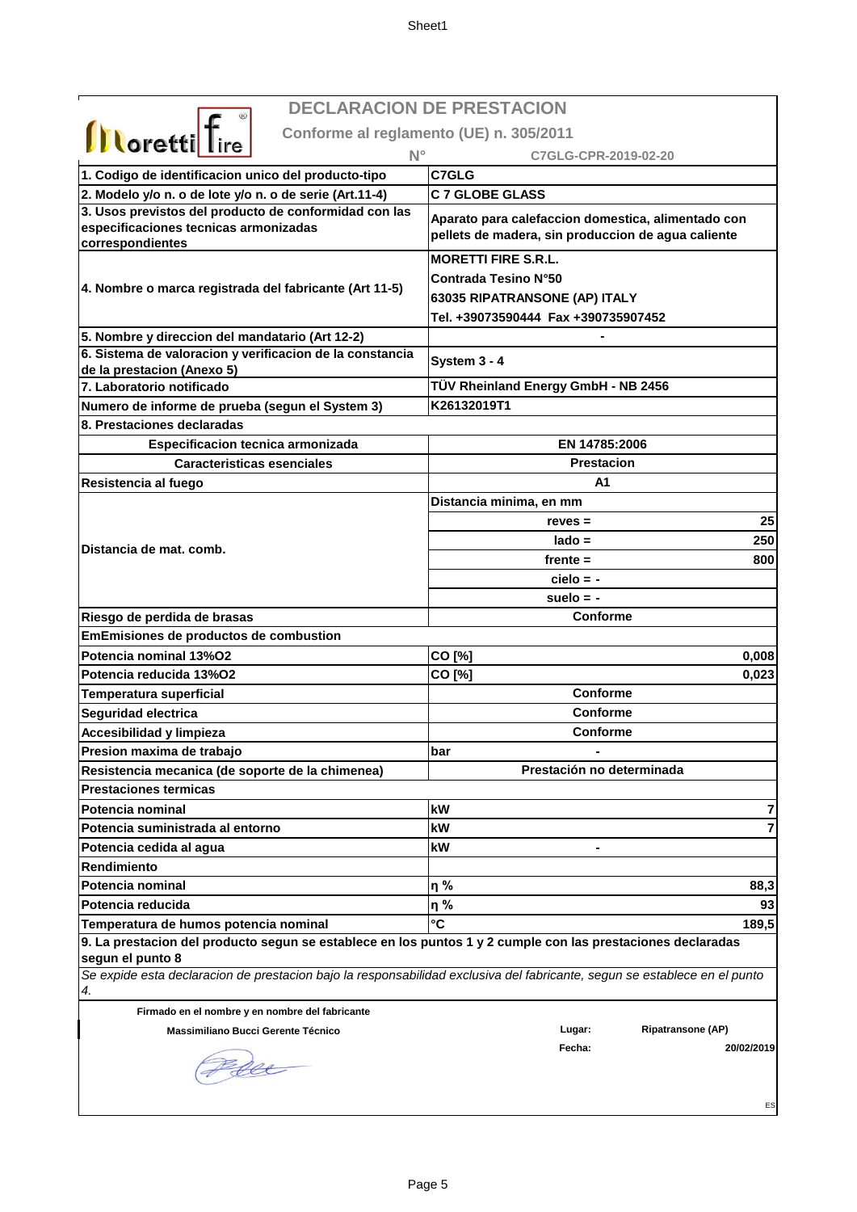# DECLARACION DE PRESTACION

**Conforme al reglamento (UE) n. 305/2011**

**N° C7GLG-CPR-2019-02-20**

| | | |
|---|---|---|
| **1. Codigo de identificacion unico del producto-tipo** | **C7GLG** | |
| **2. Modelo y/o n. o de lote y/o n. o de serie (Art.11-4)** | **C 7 GLOBE GLASS** | |
| **3. Usos previstos del producto de conformidad con las especificaciones tecnicas armonizadas correspondientes** | **Aparato para calefaccion domestica, alimentado con pellets de madera, sin produccion de agua caliente** | |
| **4. Nombre o marca registrada del fabricante (Art 11-5)** | **MORETTI FIRE S.R.L.**<br>**Contrada Tesino N°50**<br>**63035 RIPATRANSONE (AP) ITALY**<br>**Tel. +39073590444 Fax +390735907452** | |
| **5. Nombre y direccion del mandatario (Art 12-2)** | **-** | |
| **6. Sistema de valoracion y verificacion de la constancia de la prestacion (Anexo 5)** | **System 3 - 4** | |
| **7. Laboratorio notificado** | **TÜV Rheinland Energy GmbH - NB 2456** | |
| **Numero de informe de prueba (segun el System 3)** | **K26132019T1** | |
| **8. Prestaciones declaradas** | | |
| **Especificacion tecnica armonizada** | **EN 14785:2006** | |
| **Caracteristicas esenciales** | **Prestacion** | |
| **Resistencia al fuego** | **A1** | |
| **Distancia de mat. comb.** | **Distancia minima, en mm** | |
| | **reves =** | **25** |
| | **lado =** | **250** |
| | **frente =** | **800** |
| | **cielo = -** | |
| | **suelo = -** | |
| **Riesgo de perdida de brasas** | **Conforme** | |
| **EmEmisiones de productos de combustion** | | |
| **Potencia nominal 13%O2** | **CO [%]** | **0,008** |
| **Potencia reducida 13%O2** | **CO [%]** | **0,023** |
| **Temperatura superficial** | **Conforme** | |
| **Seguridad electrica** | **Conforme** | |
| **Accesibilidad y limpieza** | **Conforme** | |
| **Presion maxima de trabajo** | **bar** | **-** |
| **Resistencia mecanica (de soporte de la chimenea)** | **Prestación no determinada** | |
| **Prestaciones termicas** | | |
| **Potencia nominal** | **kW** | **7** |
| **Potencia suministrada al entorno** | **kW** | **7** |
| **Potencia cedida al agua** | **kW** | **-** |
| **Rendimiento** | | |
| **Potencia nominal** | **η %** | **88,3** |
| **Potencia reducida** | **η %** | **93** |
| **Temperatura de humos potencia nominal** | **°C** | **189,5** |

**9. La prestacion del producto segun se establece en los puntos 1 y 2 cumple con las prestaciones declaradas segun el punto 8**

*Se expide esta declaracion de prestacion bajo la responsabilidad exclusiva del fabricante, segun se establece en el punto 4.*

**Firmado en el nombre y en nombre del fabricante**

**Massimiliano Bucci Gerente Técnico**

**Lugar:** **Ripatransone (AP)**

**Fecha:** **20/02/2019**

ES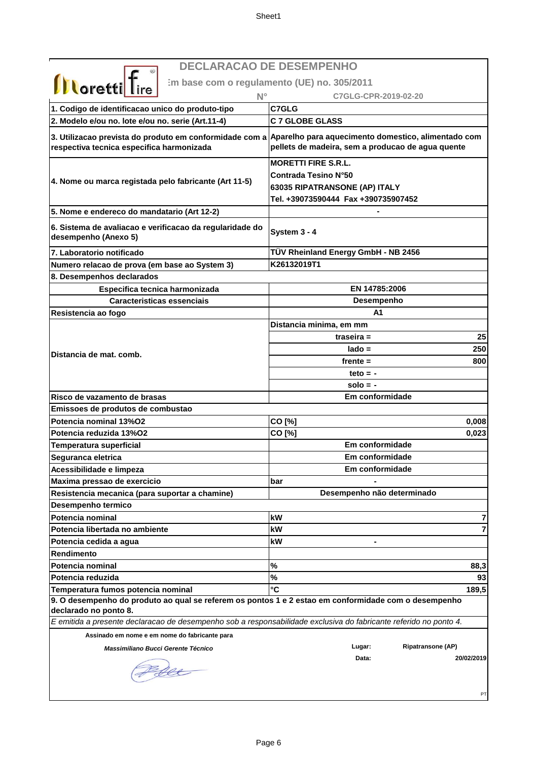# DECLARACAO DE DESEMPENHO

**Em base com o regulamento (UE) no. 305/2011**

**N° C7GLG-CPR-2019-02-20**

| | | |
|---|---|---|
| **1. Codigo de identificacao unico do produto-tipo** | **C7GLG** | |
| **2. Modelo e/ou no. lote e/ou no. serie (Art.11-4)** | **C 7 GLOBE GLASS** | |
| **3. Utilizacao prevista do produto em conformidade com a respectiva tecnica especifica harmonizada** | **Aparelho para aquecimento domestico, alimentado com pellets de madeira, sem a producao de agua quente** | |
| **4. Nome ou marca registada pelo fabricante (Art 11-5)** | **MORETTI FIRE S.R.L.**<br>**Contrada Tesino N°50**<br>**63035 RIPATRANSONE (AP) ITALY**<br>**Tel. +39073590444 Fax +390735907452** | |
| **5. Nome e endereco do mandatario (Art 12-2)** | **-** | |
| **6. Sistema de avaliacao e verificacao da regularidade do desempenho (Anexo 5)** | **System 3 - 4** | |
| **7. Laboratorio notificado** | **TÜV Rheinland Energy GmbH - NB 2456** | |
| **Numero relacao de prova (em base ao System 3)** | **K26132019T1** | |
| **8. Desempenhos declarados** | | |
| **Especifica tecnica harmonizada** | **EN 14785:2006** | |
| **Caracteristicas essenciais** | **Desempenho** | |
| **Resistencia ao fogo** | **A1** | |
| **Distancia de mat. comb.** | **Distancia minima, em mm** | |
| | **traseira =** | **25** |
| | **lado =** | **250** |
| | **frente =** | **800** |
| | **teto = -** | |
| | **solo = -** | |
| **Risco de vazamento de brasas** | **Em conformidade** | |
| **Emissoes de produtos de combustao** | | |
| **Potencia nominal 13%O2** | **CO [%]** | **0,008** |
| **Potencia reduzida 13%O2** | **CO [%]** | **0,023** |
| **Temperatura superficial** | **Em conformidade** | |
| **Seguranca eletrica** | **Em conformidade** | |
| **Acessibilidade e limpeza** | **Em conformidade** | |
| **Maxima pressao de exercicio** | **bar** | **-** |
| **Resistencia mecanica (para suportar a chamine)** | **Desempenho não determinado** | |
| **Desempenho termico** | | |
| **Potencia nominal** | **kW** | **7** |
| **Potencia libertada no ambiente** | **kW** | **7** |
| **Potencia cedida a agua** | **kW** | **-** |
| **Rendimento** | | |
| **Potencia nominal** | **%** | **88,3** |
| **Potencia reduzida** | **%** | **93** |
| **Temperatura fumos potencia nominal** | **°C** | **189,5** |

**9. O desempenho do produto ao qual se referem os pontos 1 e 2 estao em conformidade com o desempenho declarado no ponto 8.**

*E emitida a presente declaracao de desempenho sob a responsabilidade exclusiva do fabricante referido no ponto 4.*

**Assinado em nome e em nome do fabricante para**

***Massimiliano Bucci Gerente Técnico***

**Lugar:** **Ripatransone (AP)**

**Data:** **20/02/2019**

PT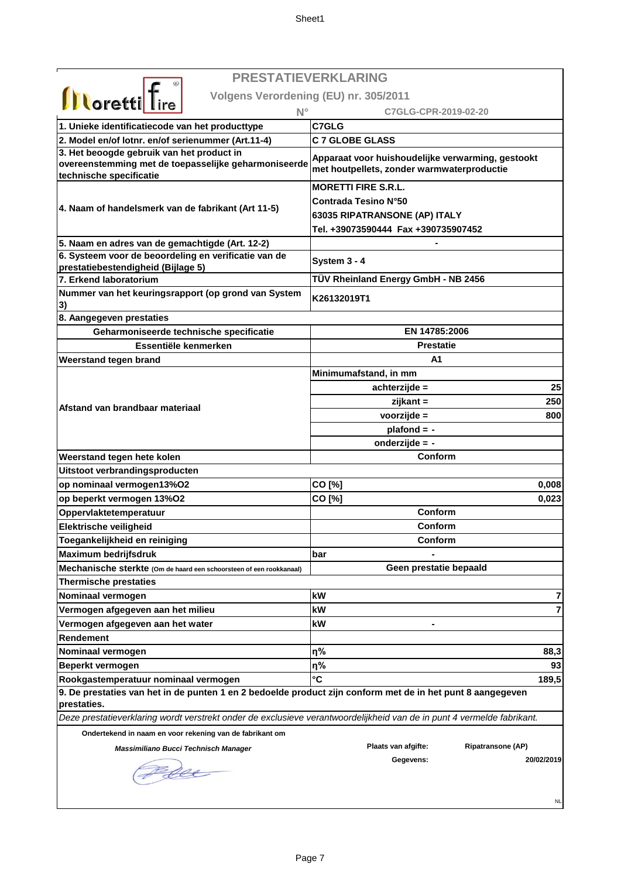# PRESTATIEVERKLARING

**Volgens Verordening (EU) nr. 305/2011**

**N° C7GLG-CPR-2019-02-20**

| | | |
|---|---|---|
| **1. Unieke identificatiecode van het producttype** | **C7GLG** | |
| **2. Model en/of lotnr. en/of serienummer (Art.11-4)** | **C 7 GLOBE GLASS** | |
| **3. Het beoogde gebruik van het product in overeenstemming met de toepasselijke geharmoniseerde technische specificatie** | **Apparaat voor huishoudelijke verwarming, gestookt met houtpellets, zonder warmwaterproductie** | |
| **4. Naam of handelsmerk van de fabrikant (Art 11-5)** | **MORETTI FIRE S.R.L.**<br>**Contrada Tesino N°50**<br>**63035 RIPATRANSONE (AP) ITALY**<br>**Tel. +39073590444 Fax +390735907452** | |
| **5. Naam en adres van de gemachtigde (Art. 12-2)** | **-** | |
| **6. Systeem voor de beoordeling en verificatie van de prestatiebestendigheid (Bijlage 5)** | **System 3 - 4** | |
| **7. Erkend laboratorium** | **TÜV Rheinland Energy GmbH - NB 2456** | |
| **Nummer van het keuringsrapport (op grond van System 3)** | **K26132019T1** | |
| **8. Aangegeven prestaties** | | |
| **Geharmoniseerde technische specificatie** | **EN 14785:2006** | |
| **Essentiële kenmerken** | **Prestatie** | |
| **Weerstand tegen brand** | **A1** | |
| **Afstand van brandbaar materiaal** | **Minimumafstand, in mm** | |
| | **achterzijde =** | **25** |
| | **zijkant =** | **250** |
| | **voorzijde =** | **800** |
| | **plafond = -** | |
| | **onderzijde = -** | |
| **Weerstand tegen hete kolen** | **Conform** | |
| **Uitstoot verbrandingsproducten** | | |
| **op nominaal vermogen13%O2** | **CO [%]** | **0,008** |
| **op beperkt vermogen 13%O2** | **CO [%]** | **0,023** |
| **Oppervlaktetemperatuur** | **Conform** | |
| **Elektrische veiligheid** | **Conform** | |
| **Toegankelijkheid en reiniging** | **Conform** | |
| **Maximum bedrijfsdruk** | **bar** | **-** |
| **Mechanische sterkte** (Om de haard een schoorsteen of een rookkanaal) | **Geen prestatie bepaald** | |
| **Thermische prestaties** | | |
| **Nominaal vermogen** | **kW** | **7** |
| **Vermogen afgegeven aan het milieu** | **kW** | **7** |
| **Vermogen afgegeven aan het water** | **kW** | **-** |
| **Rendement** | | |
| **Nominaal vermogen** | **η%** | **88,3** |
| **Beperkt vermogen** | **η%** | **93** |
| **Rookgastemperatuur nominaal vermogen** | **°C** | **189,5** |

**9. De prestaties van het in de punten 1 en 2 bedoelde product zijn conform met de in het punt 8 aangegeven prestaties.**

*Deze prestatieverklaring wordt verstrekt onder de exclusieve verantwoordelijkheid van de in punt 4 vermelde fabrikant.*

**Ondertekend in naam en voor rekening van de fabrikant om**

***Massimiliano Bucci Technisch Manager***

**Plaats van afgifte:** **Ripatransone (AP)**

**Gegevens:** **20/02/2019**

NL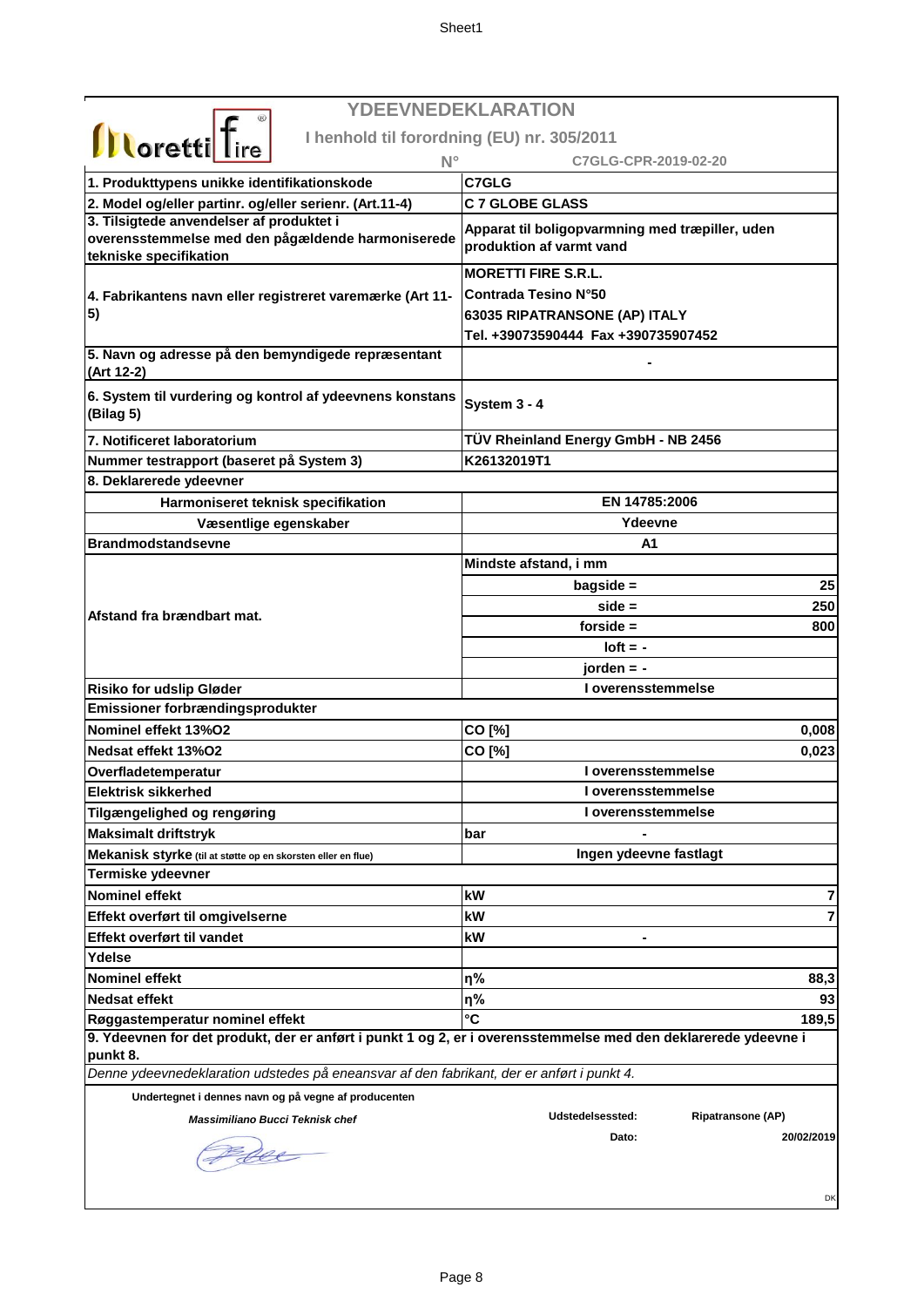# YDEEVNEDEKLARATION

**I henhold til forordning (EU) nr. 305/2011**

**N° C7GLG-CPR-2019-02-20**

| | | |
|---|---|---|
| **1. Produkttypens unikke identifikationskode** | **C7GLG** | |
| **2. Model og/eller partinr. og/eller serienr. (Art.11-4)** | **C 7 GLOBE GLASS** | |
| **3. Tilsigtede anvendelser af produktet i overensstemmelse med den pågældende harmoniserede tekniske specifikation** | **Apparat til boligopvarmning med træpiller, uden produktion af varmt vand** | |
| **4. Fabrikantens navn eller registreret varemærke (Art 11-5)** | **MORETTI FIRE S.R.L.**<br>**Contrada Tesino N°50**<br>**63035 RIPATRANSONE (AP) ITALY**<br>**Tel. +39073590444 Fax +390735907452** | |
| **5. Navn og adresse på den bemyndigede repræsentant (Art 12-2)** | **-** | |
| **6. System til vurdering og kontrol af ydeevnens konstans (Bilag 5)** | **System 3 - 4** | |
| **7. Notificeret laboratorium** | **TÜV Rheinland Energy GmbH - NB 2456** | |
| **Nummer testrapport (baseret på System 3)** | **K26132019T1** | |
| **8. Deklarerede ydeevner** | | |
| **Harmoniseret teknisk specifikation** | **EN 14785:2006** | |
| **Væsentlige egenskaber** | **Ydeevne** | |
| **Brandmodstandsevne** | **A1** | |
| **Afstand fra brændbart mat.** | **Mindste afstand, i mm** | |
| | **bagside =** | **25** |
| | **side =** | **250** |
| | **forside =** | **800** |
| | **loft = -** | |
| | **jorden = -** | |
| **Risiko for udslip Gløder** | **I overensstemmelse** | |
| **Emissioner forbrændingsprodukter** | | |
| **Nominel effekt 13%O2** | **CO [%]** | **0,008** |
| **Nedsat effekt 13%O2** | **CO [%]** | **0,023** |
| **Overfladetemperatur** | **I overensstemmelse** | |
| **Elektrisk sikkerhed** | **I overensstemmelse** | |
| **Tilgængelighed og rengøring** | **I overensstemmelse** | |
| **Maksimalt driftstryk** | **bar** | **-** |
| **Mekanisk styrke** (til at støtte op en skorsten eller en flue) | **Ingen ydeevne fastlagt** | |
| **Termiske ydeevner** | | |
| **Nominel effekt** | **kW** | **7** |
| **Effekt overført til omgivelserne** | **kW** | **7** |
| **Effekt overført til vandet** | **kW** | **-** |
| **Ydelse** | | |
| **Nominel effekt** | **η%** | **88,3** |
| **Nedsat effekt** | **η%** | **93** |
| **Røggastemperatur nominel effekt** | **°C** | **189,5** |

**9. Ydeevnen for det produkt, der er anført i punkt 1 og 2, er i overensstemmelse med den deklarerede ydeevne i punkt 8.**

*Denne ydeevnedeklaration udstedes på eneansvar af den fabrikant, der er anført i punkt 4.*

**Undertegnet i dennes navn og på vegne af producenten**

***Massimiliano Bucci Teknisk chef***

**Udstedelsessted:** **Ripatransone (AP)**

**Dato:** **20/02/2019**

DK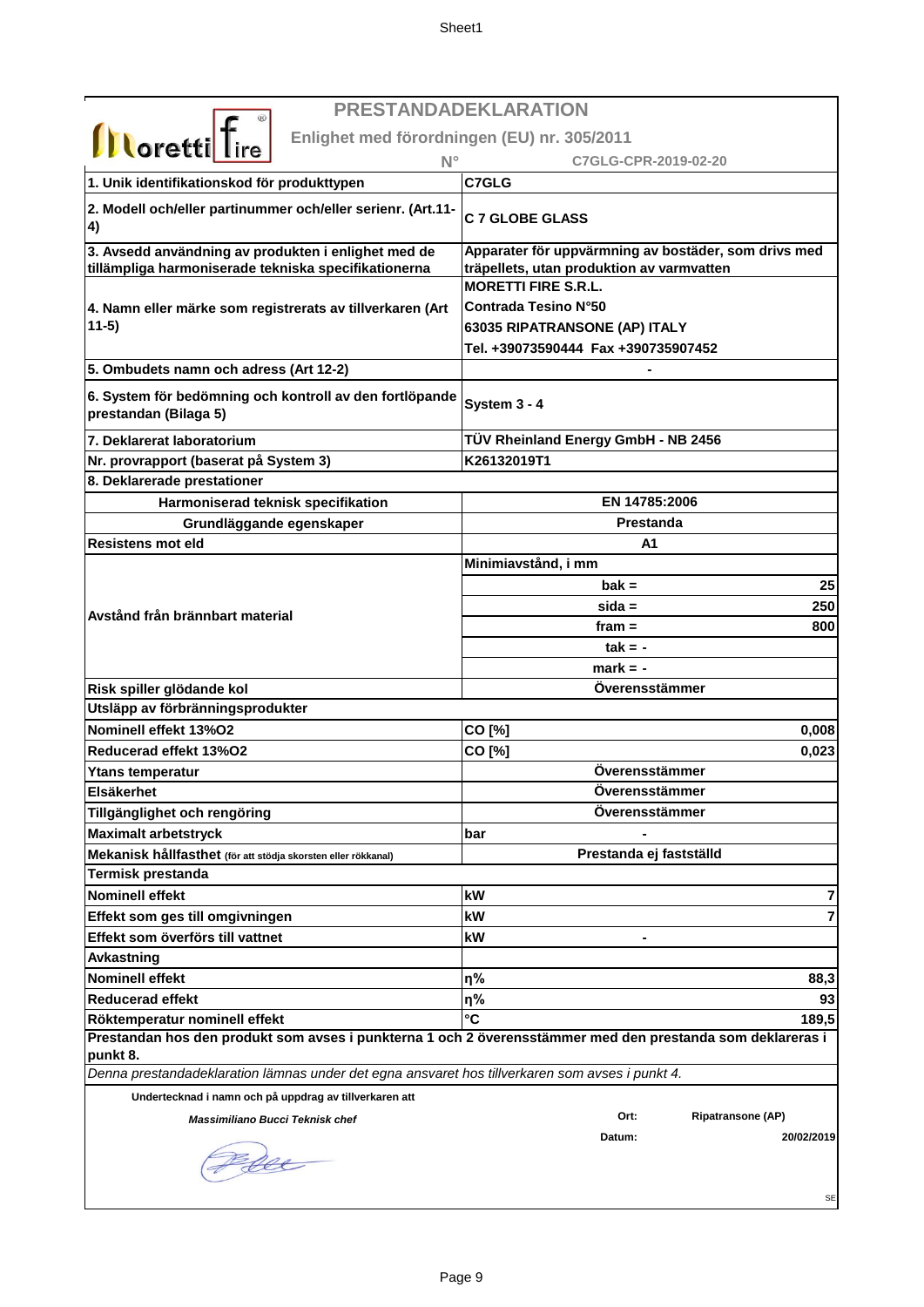# PRESTANDADEKLARATION

**Enlighet med förordningen (EU) nr. 305/2011**

**N° C7GLG-CPR-2019-02-20**

| | | |
|---|---|---|
| **1. Unik identifikationskod för produkttypen** | **C7GLG** | |
| **2. Modell och/eller partinummer och/eller serienr. (Art.11-4)** | **C 7 GLOBE GLASS** | |
| **3. Avsedd användning av produkten i enlighet med de tillämpliga harmoniserade tekniska specifikationerna** | **Apparater för uppvärmning av bostäder, som drivs med träpellets, utan produktion av varmvatten** | |
| **4. Namn eller märke som registrerats av tillverkaren (Art 11-5)** | **MORETTI FIRE S.R.L.**<br>**Contrada Tesino N°50**<br>**63035 RIPATRANSONE (AP) ITALY**<br>**Tel. +39073590444 Fax +390735907452** | |
| **5. Ombudets namn och adress (Art 12-2)** | **-** | |
| **6. System för bedömning och kontroll av den fortlöpande prestandan (Bilaga 5)** | **System 3 - 4** | |
| **7. Deklarerat laboratorium** | **TÜV Rheinland Energy GmbH - NB 2456** | |
| **Nr. provrapport (baserat på System 3)** | **K26132019T1** | |
| **8. Deklarerade prestationer** | | |
| **Harmoniserad teknisk specifikation** | **EN 14785:2006** | |
| **Grundläggande egenskaper** | **Prestanda** | |
| **Resistens mot eld** | **A1** | |
| **Avstånd från brännbart material** | **Minimiavstånd, i mm** | |
| | **bak =** | **25** |
| | **sida =** | **250** |
| | **fram =** | **800** |
| | **tak = -** | |
| | **mark = -** | |
| **Risk spiller glödande kol** | **Överensstämmer** | |
| **Utsläpp av förbränningsprodukter** | | |
| **Nominell effekt 13%O2** | **CO [%]** | **0,008** |
| **Reducerad effekt 13%O2** | **CO [%]** | **0,023** |
| **Ytans temperatur** | **Överensstämmer** | |
| **Elsäkerhet** | **Överensstämmer** | |
| **Tillgänglighet och rengöring** | **Överensstämmer** | |
| **Maximalt arbetstryck** | **bar** | **-** |
| **Mekanisk hållfasthet** (för att stödja skorsten eller rökkanal) | **Prestanda ej fastställd** | |
| **Termisk prestanda** | | |
| **Nominell effekt** | **kW** | **7** |
| **Effekt som ges till omgivningen** | **kW** | **7** |
| **Effekt som överförs till vattnet** | **kW** | **-** |
| **Avkastning** | | |
| **Nominell effekt** | **η%** | **88,3** |
| **Reducerad effekt** | **η%** | **93** |
| **Röktemperatur nominell effekt** | **°C** | **189,5** |

**Prestandan hos den produkt som avses i punkterna 1 och 2 överensstämmer med den prestanda som deklareras i punkt 8.**

*Denna prestandadeklaration lämnas under det egna ansvaret hos tillverkaren som avses i punkt 4.*

**Undertecknad i namn och på uppdrag av tillverkaren att**

***Massimiliano Bucci Teknisk chef***

**Ort:** **Ripatransone (AP)**

**Datum:** **20/02/2019**

SE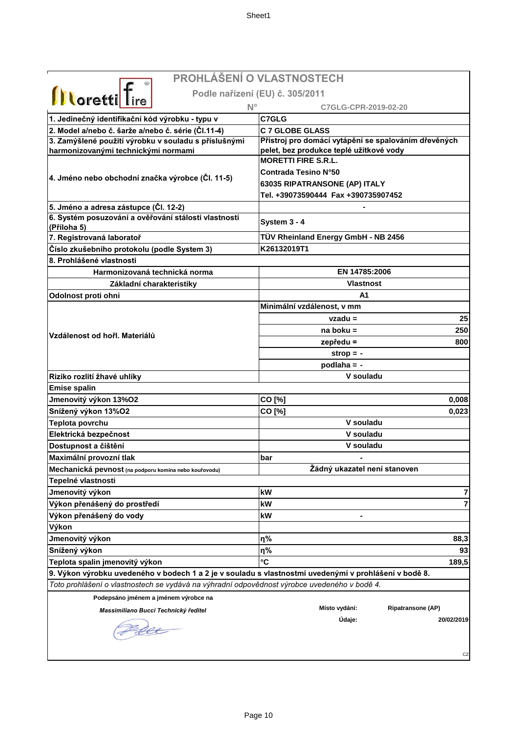# PROHLÁŠENÍ O VLASTNOSTECH

**Podle nařízení (EU) č. 305/2011**

**N°** C7GLG-CPR-2019-02-20

| | | |
|---|---|---|
| **1. Jedinečný identifikační kód výrobku - typu v** | **C7GLG** | |
| **2. Model a/nebo č. šarže a/nebo č. série (Čl.11-4)** | **C 7 GLOBE GLASS** | |
| **3. Zamýšlené použití výrobku v souladu s příslušnými harmonizovanými technickými normami** | **Přístroj pro domácí vytápění se spalováním dřevěných pelet, bez produkce teplé užitkové vody** | |
| **4. Jméno nebo obchodní značka výrobce (Čl. 11-5)** | **MORETTI FIRE S.R.L.** Contrada Tesino N°50 63035 RIPATRANSONE (AP) ITALY Tel. +39073590444 Fax +390735907452 | |
| **5. Jméno a adresa zástupce (Čl. 12-2)** | - | |
| **6. Systém posuzování a ověřování stálosti vlastností (Příloha 5)** | **System 3 - 4** | |
| **7. Registrovaná laboratoř** | **TÜV Rheinland Energy GmbH - NB 2456** | |
| **Číslo zkušebního protokolu (podle System 3)** | **K26132019T1** | |
| **8. Prohlášené vlastnosti** | | |
| **Harmonizovaná technická norma** | **EN 14785:2006** | |
| **Základní charakteristiky** | **Vlastnost** | |
| **Odolnost proti ohni** | **A1** | |
| **Vzdálenost od hořl. Materiálů** | **Minimální vzdálenost, v mm** | |
| | **vzadu =** | **25** |
| | **na boku =** | **250** |
| | **zepředu =** | **800** |
| | **strop = -** | |
| | **podlaha = -** | |
| **Riziko rozlití žhavé uhlíky** | **V souladu** | |
| **Emise spalin** | | |
| **Jmenovitý výkon 13%O2** | **CO [%]** | **0,008** |
| **Snížený výkon 13%O2** | **CO [%]** | **0,023** |
| **Teplota povrchu** | **V souladu** | |
| **Elektrická bezpečnost** | **V souladu** | |
| **Dostupnost a čištění** | **V souladu** | |
| **Maximální provozní tlak** | **bar** | **-** |
| **Mechanická pevnost** (na podporu komína nebo kouřovodu) | **Žádný ukazatel není stanoven** | |
| **Tepelné vlastnosti** | | |
| **Jmenovitý výkon** | **kW** | **7** |
| **Výkon přenášený do prostředí** | **kW** | **7** |
| **Výkon přenášený do vody** | **kW** | **-** |
| **Výkon** | | |
| **Jmenovitý výkon** | **η%** | **88,3** |
| **Snížený výkon** | **η%** | **93** |
| **Teplota spalin jmenovitý výkon** | **°C** | **189,5** |

**9. Výkon výrobku uvedeného v bodech 1 a 2 je v souladu s vlastnostmi uvedenými v prohlášení v bodě 8.**

*Toto prohlášení o vlastnostech se vydává na výhradní odpovědnost výrobce uvedeného v bodě 4.*

**Podepsáno jménem a jménem výrobce na**

***Massimiliano Bucci Technický ředitel***

**Místo vydání:** **Ripatransone (AP)**

**Údaje:** **20/02/2019**

CZ